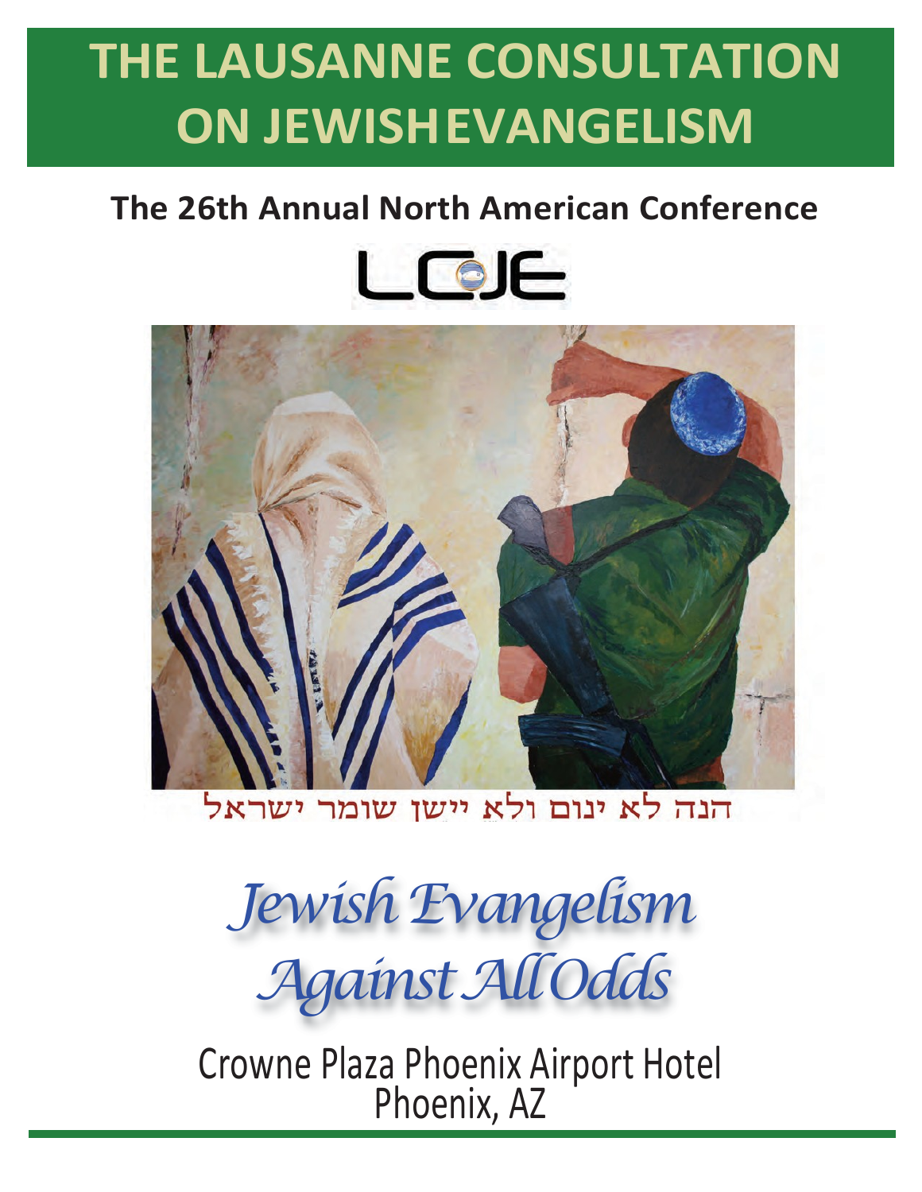# THE LAUSANNE CONSULTATION ON JEWISH EVANGELISM

## The 26th Annual North American Conference

LCJE

הנה לא ינום ולא יישן שומר ישראל

*Jewish Evangelism Against All Odds*

Crowne Plaza Phoenix Airport Hotel
Phoenix, AZ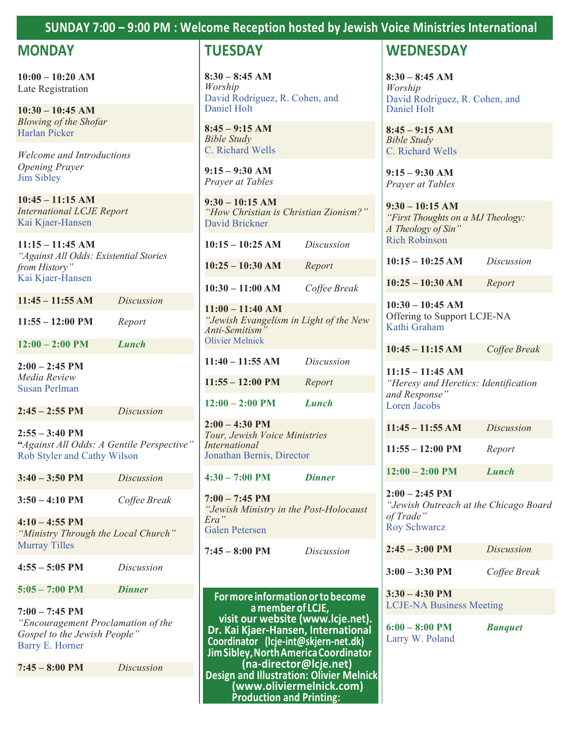## SUNDAY 7:00 – 9:00 PM : Welcome Reception hosted by Jewish Voice Ministries International

## MONDAY

**10:00 – 10:20 AM**
Late Registration

**10:30 – 10:45 AM**
*Blowing of the Shofar*
Harlan Picker

*Welcome and Introductions*
*Opening Prayer*
Jim Sibley

**10:45 – 11:15 AM**
*International LCJE Report*
Kai Kjaer-Hansen

**11:15 – 11:45 AM**
*"Against All Odds: Existential Stories from History"*
Kai Kjaer-Hansen

**11:45 – 11:55 AM** *Discussion*

**11:55 – 12:00 PM** *Report*

**12:00 – 2:00 PM** ***Lunch***

**2:00 – 2:45 PM**
*Media Review*
Susan Perlman

**2:45 – 2:55 PM** *Discussion*

**2:55 – 3:40 PM**
**"***Against All Odds: A Gentile Perspective"*
Rob Styler and Cathy Wilson

**3:40 – 3:50 PM** *Discussion*

**3:50 – 4:10 PM** *Coffee Break*

**4:10 – 4:55 PM**
*"Ministry Through the Local Church"*
Murray Tilles

**4:55 – 5:05 PM** *Discussion*

**5:05 – 7:00 PM** ***Dinner***

**7:00 – 7:45 PM**
*"Encouragement Proclamation of the Gospel to the Jewish People"*
Barry E. Horner

**7:45 – 8:00 PM** *Discussion*

## TUESDAY

**8:30 – 8:45 AM**
*Worship*
David Rodriguez, R. Cohen, and Daniel Holt

**8:45 – 9:15 AM**
*Bible Study*
C. Richard Wells

**9:15 – 9:30 AM**
*Prayer at Tables*

**9:30 – 10:15 AM**
*"How Christian is Christian Zionism?"*
David Brickner

**10:15 – 10:25 AM** *Discussion*

**10:25 – 10:30 AM** *Report*

**10:30 – 11:00 AM** *Coffee Break*

**11:00 – 11:40 AM**
*"Jewish Evangelism in Light of the New Anti-Semitism"*
Olivier Melnick

**11:40 – 11:55 AM** *Discussion*

**11:55 – 12:00 PM** *Report*

**12:00 – 2:00 PM** ***Lunch***

**2:00 – 4:30 PM**
*Tour, Jewish Voice Ministries International*
Jonathan Bernis, Director

**4:30 – 7:00 PM** ***Dinner***

**7:00 – 7:45 PM**
*"Jewish Ministry in the Post-Holocaust Era"*
Galen Petersen

**7:45 – 8:00 PM** *Discussion*

**For more information or to become a member of LCJE, visit our website (www.lcje.net).**
**Dr. Kai Kjaer-Hansen, International Coordinator (lcje-int@skjern-net.dk)**
**Jim Sibley, North America Coordinator (na-director@lcje.net)**
**Design and Illustration: Olivier Melnick (www.oliviermelnick.com)**
**Production and Printing:**

## WEDNESDAY

**8:30 – 8:45 AM**
*Worship*
David Rodriguez, R. Cohen, and Daniel Holt

**8:45 – 9:15 AM**
*Bible Study*
C. Richard Wells

**9:15 – 9:30 AM**
*Prayer at Tables*

**9:30 – 10:15 AM**
*"First Thoughts on a MJ Theology: A Theology of Sin"*
Rich Robinson

**10:15 – 10:25 AM** *Discussion*

**10:25 – 10:30 AM** *Report*

**10:30 – 10:45 AM**
Offering to Support LCJE-NA
Kathi Graham

**10:45 – 11:15 AM** *Coffee Break*

**11:15 – 11:45 AM**
*"Heresy and Heretics: Identification and Response"*
Loren Jacobs

**11:45 – 11:55 AM** *Discussion*

**11:55 – 12:00 PM** *Report*

**12:00 – 2:00 PM** ***Lunch***

**2:00 – 2:45 PM**
*"Jewish Outreach at the Chicago Board of Trade"*
Roy Schwarcz

**2:45 – 3:00 PM** *Discussion*

**3:00 – 3:30 PM** *Coffee Break*

**3:30 – 4:30 PM**
LCJE-NA Business Meeting

**6:00 – 8:00 PM** ***Banquet***
Larry W. Poland